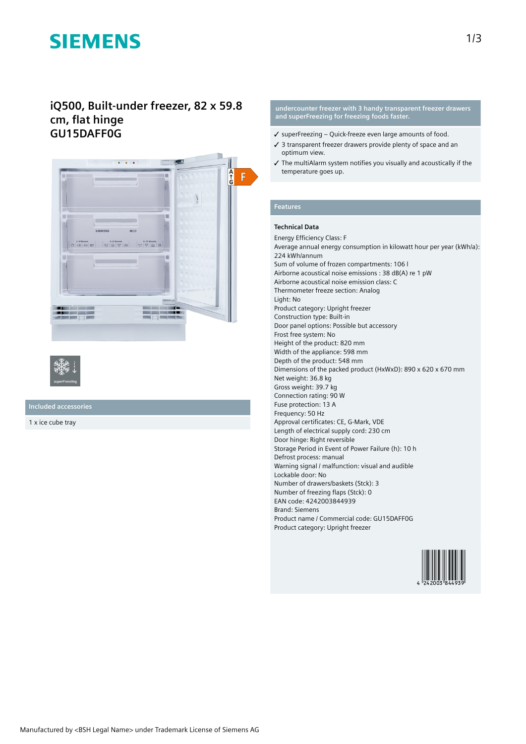# SIEMENS

## iQ500, Built-under freezer, 82 x 59.8 cm, flat hinge
## GU15DAFF0G

superFreezing

### Included accessories

1 x ice cube tray

### undercounter freezer with 3 handy transparent freezer drawers and superFreezing for freezing foods faster.

- ✓ superFreezing – Quick-freeze even large amounts of food.
- ✓ 3 transparent freezer drawers provide plenty of space and an optimum view.
- ✓ The multiAlarm system notifies you visually and acoustically if the temperature goes up.

### Features

**Technical Data**

Energy Efficiency Class: F
Average annual energy consumption in kilowatt hour per year (kWh/a): 224 kWh/annum
Sum of volume of frozen compartments: 106 l
Airborne acoustical noise emissions : 38 dB(A) re 1 pW
Airborne acoustical noise emission class: C
Thermometer freeze section: Analog
Light: No
Product category: Upright freezer
Construction type: Built-in
Door panel options: Possible but accessory
Frost free system: No
Height of the product: 820 mm
Width of the appliance: 598 mm
Depth of the product: 548 mm
Dimensions of the packed product (HxWxD): 890 x 620 x 670 mm
Net weight: 36.8 kg
Gross weight: 39.7 kg
Connection rating: 90 W
Fuse protection: 13 A
Frequency: 50 Hz
Approval certificates: CE, G-Mark, VDE
Length of electrical supply cord: 230 cm
Door hinge: Right reversible
Storage Period in Event of Power Failure (h): 10 h
Defrost process: manual
Warning signal / malfunction: visual and audible
Lockable door: No
Number of drawers/baskets (Stck): 3
Number of freezing flaps (Stck): 0
EAN code: 4242003844939
Brand: Siemens
Product name / Commercial code: GU15DAFF0G
Product category: Upright freezer

Manufactured by <BSH Legal Name> under Trademark License of Siemens AG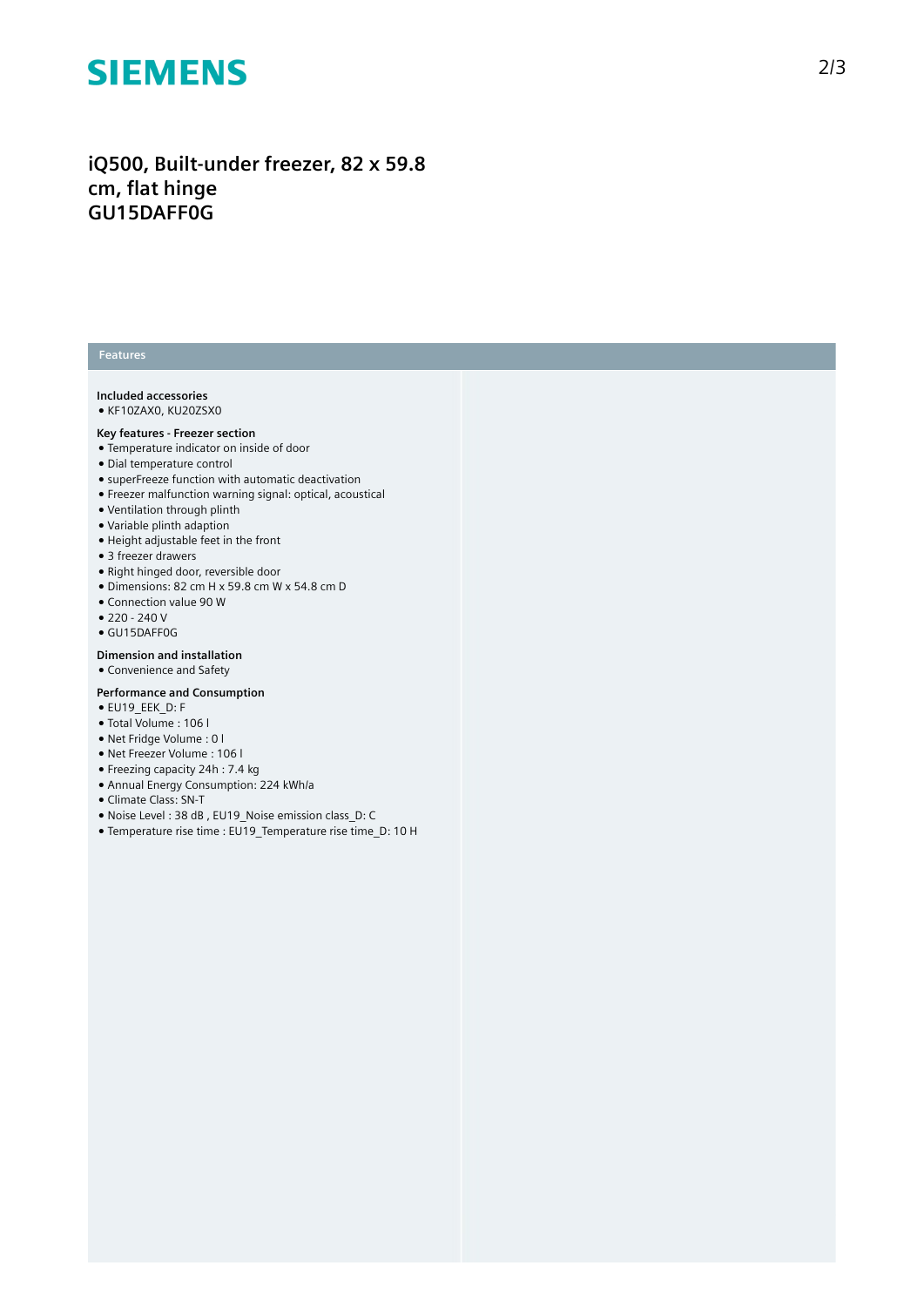# iQ500, Built-under freezer, 82 x 59.8 cm, flat hinge GU15DAFF0G

## Features

### Included accessories

- KF10ZAX0, KU20ZSX0

### Key features - Freezer section

- Temperature indicator on inside of door
- Dial temperature control
- superFreeze function with automatic deactivation
- Freezer malfunction warning signal: optical, acoustical
- Ventilation through plinth
- Variable plinth adaption
- Height adjustable feet in the front
- 3 freezer drawers
- Right hinged door, reversible door
- Dimensions: 82 cm H x 59.8 cm W x 54.8 cm D
- Connection value 90 W
- 220 - 240 V
- GU15DAFF0G

### Dimension and installation

- Convenience and Safety

### Performance and Consumption

- EU19_EEK_D: F
- Total Volume : 106 l
- Net Fridge Volume : 0 l
- Net Freezer Volume : 106 l
- Freezing capacity 24h : 7.4 kg
- Annual Energy Consumption: 224 kWh/a
- Climate Class: SN-T
- Noise Level : 38 dB , EU19_Noise emission class_D: C
- Temperature rise time : EU19_Temperature rise time_D: 10 H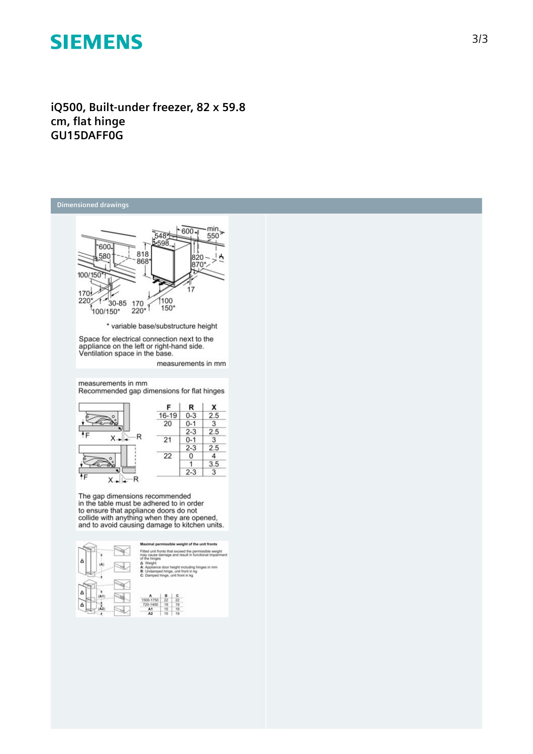# iQ500, Built-under freezer, 82 x 59.8 cm, flat hinge GU15DAFF0G

## Dimensioned drawings

600
580
100/150*
170
220*
30-85
100/150*
548*
598
818
868*
170
220*
100
150*
600
min. 550
820
870*
17

\* variable base/substructure height

Space for electrical connection next to the appliance on the left or right-hand side.
Ventilation space in the base.

measurements in mm

measurements in mm
Recommended gap dimensions for flat hinges

F
X
R

| F | R | X |
| --- | --- | --- |
| 16-19 | 0-3 | 2.5 |
| 20 | 0-1 | 3 |
| | 2-3 | 2.5 |
| 21 | 0-1 | 3 |
| | 2-3 | 2.5 |
| 22 | 0 | 4 |
| | 1 | 3.5 |
| | 2-3 | 3 |

The gap dimensions recommended in the table must be adhered to in order to ensure that appliance doors do not collide with anything when they are opened, and to avoid causing damage to kitchen units.

**Maximal permissible weight of the unit fronts**

Fitted unit fronts that exceed the permissible weight may cause damage and result in functional impairment of the hinges.
Δ Weight
A: Appliance door height including hinges in mm
B: Undamped hinge, unit front in kg
C: Damped hinge, unit front in kg

| A | B | C |
| --- | --- | --- |
| 1500-1750 | 22 | 22 |
| 720-1400 | 19 | 19 |
| A1 | 15 | 19 |
| A2 | 15 | 19 |